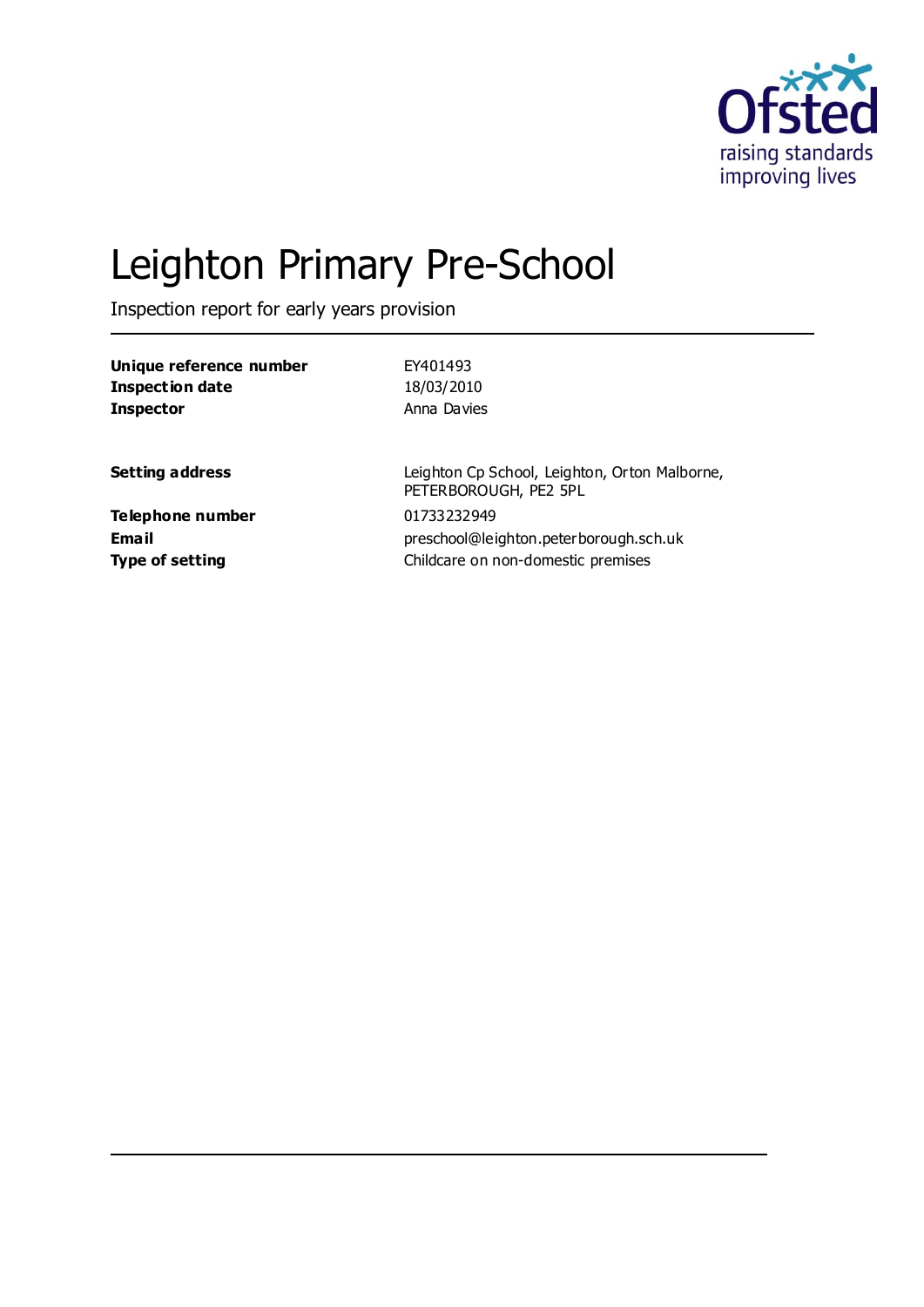Ofsted

raising standards improving lives

# Leighton Primary Pre-School

Inspection report for early years provision

| | |
|---|---|
| **Unique reference number** | EY401493 |
| **Inspection date** | 18/03/2010 |
| **Inspector** | Anna Davies |

| | |
|---|---|
| **Setting address** | Leighton Cp School, Leighton, Orton Malborne, PETERBOROUGH, PE2 5PL |
| **Telephone number** | 01733232949 |
| **Email** | preschool@leighton.peterborough.sch.uk |
| **Type of setting** | Childcare on non-domestic premises |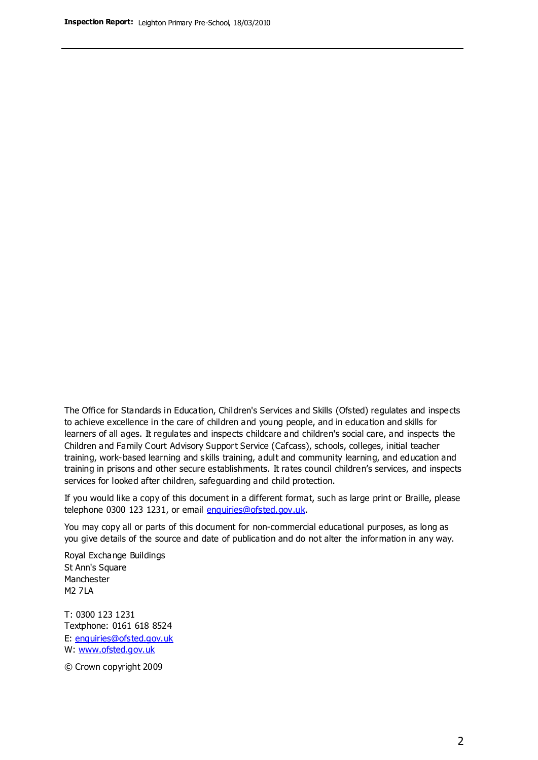The Office for Standards in Education, Children's Services and Skills (Ofsted) regulates and inspects to achieve excellence in the care of children and young people, and in education and skills for learners of all ages. It regulates and inspects childcare and children's social care, and inspects the Children and Family Court Advisory Support Service (Cafcass), schools, colleges, initial teacher training, work-based learning and skills training, adult and community learning, and education and training in prisons and other secure establishments. It rates council children's services, and inspects services for looked after children, safeguarding and child protection.

If you would like a copy of this document in a different format, such as large print or Braille, please telephone 0300 123 1231, or email enquiries@ofsted.gov.uk.

You may copy all or parts of this document for non-commercial educational purposes, as long as you give details of the source and date of publication and do not alter the information in any way.

Royal Exchange Buildings
St Ann's Square
Manchester
M2 7LA

T: 0300 123 1231
Textphone: 0161 618 8524
E: enquiries@ofsted.gov.uk
W: www.ofsted.gov.uk

© Crown copyright 2009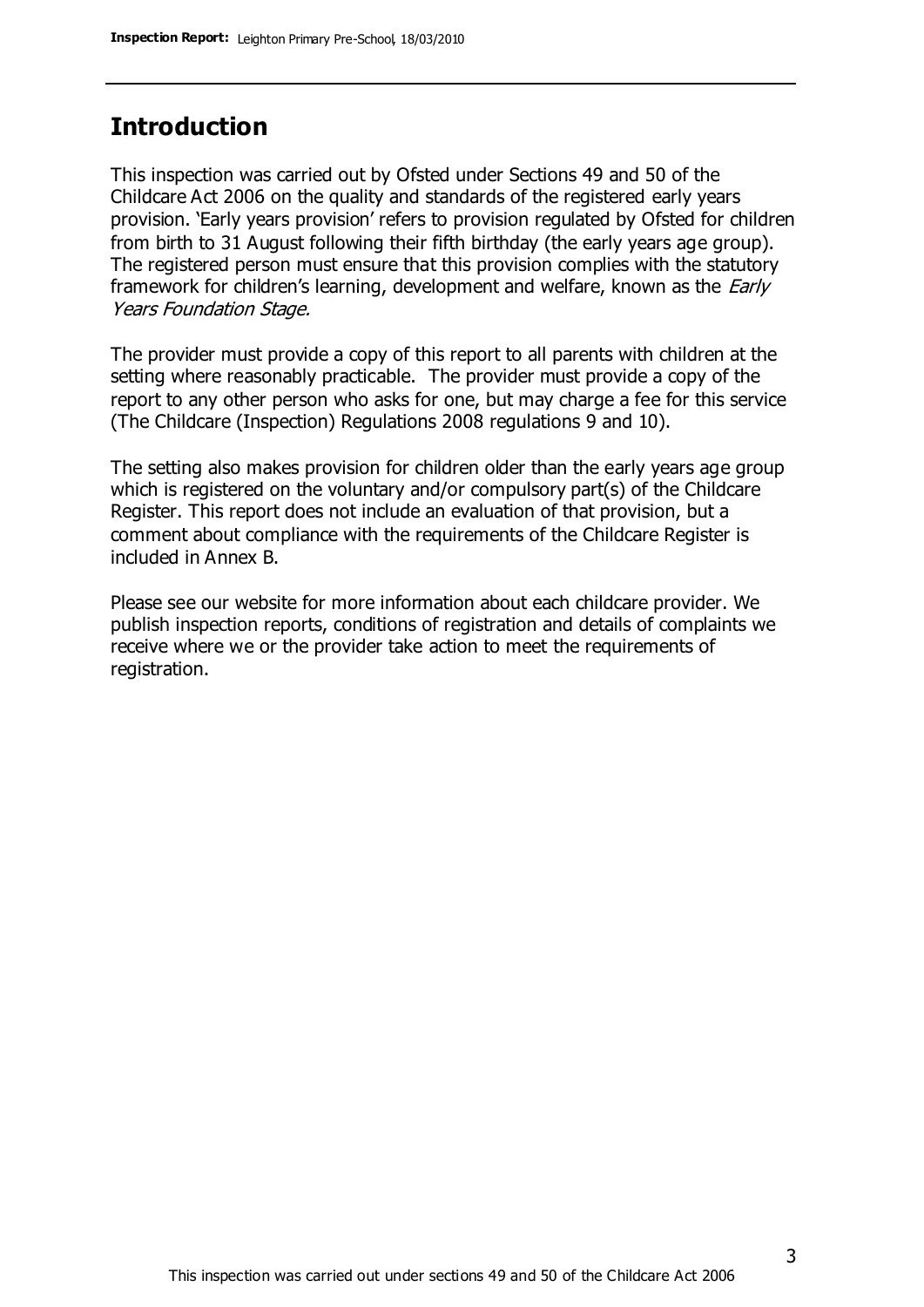## Introduction

This inspection was carried out by Ofsted under Sections 49 and 50 of the Childcare Act 2006 on the quality and standards of the registered early years provision. 'Early years provision' refers to provision regulated by Ofsted for children from birth to 31 August following their fifth birthday (the early years age group). The registered person must ensure that this provision complies with the statutory framework for children's learning, development and welfare, known as the *Early Years Foundation Stage.*

The provider must provide a copy of this report to all parents with children at the setting where reasonably practicable. The provider must provide a copy of the report to any other person who asks for one, but may charge a fee for this service (The Childcare (Inspection) Regulations 2008 regulations 9 and 10).

The setting also makes provision for children older than the early years age group which is registered on the voluntary and/or compulsory part(s) of the Childcare Register. This report does not include an evaluation of that provision, but a comment about compliance with the requirements of the Childcare Register is included in Annex B.

Please see our website for more information about each childcare provider. We publish inspection reports, conditions of registration and details of complaints we receive where we or the provider take action to meet the requirements of registration.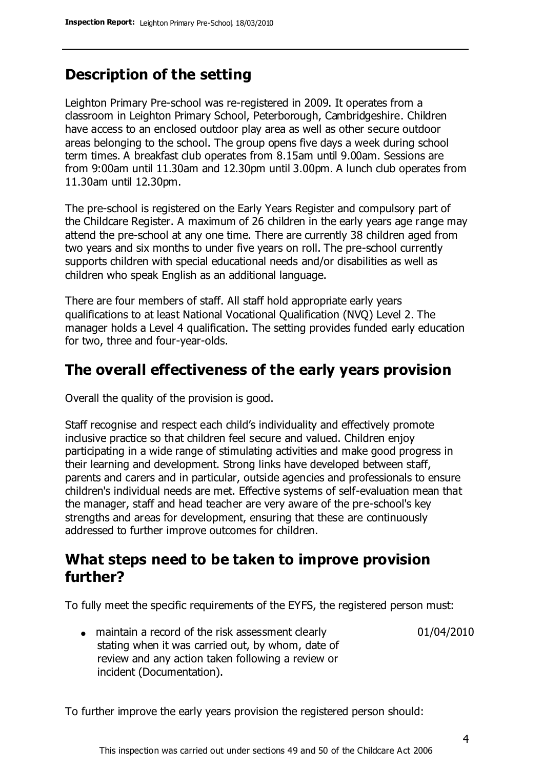## Description of the setting

Leighton Primary Pre-school was re-registered in 2009. It operates from a classroom in Leighton Primary School, Peterborough, Cambridgeshire. Children have access to an enclosed outdoor play area as well as other secure outdoor areas belonging to the school. The group opens five days a week during school term times. A breakfast club operates from 8.15am until 9.00am. Sessions are from 9:00am until 11.30am and 12.30pm until 3.00pm. A lunch club operates from 11.30am until 12.30pm.

The pre-school is registered on the Early Years Register and compulsory part of the Childcare Register. A maximum of 26 children in the early years age range may attend the pre-school at any one time. There are currently 38 children aged from two years and six months to under five years on roll. The pre-school currently supports children with special educational needs and/or disabilities as well as children who speak English as an additional language.

There are four members of staff. All staff hold appropriate early years qualifications to at least National Vocational Qualification (NVQ) Level 2. The manager holds a Level 4 qualification. The setting provides funded early education for two, three and four-year-olds.

## The overall effectiveness of the early years provision

Overall the quality of the provision is good.

Staff recognise and respect each child's individuality and effectively promote inclusive practice so that children feel secure and valued. Children enjoy participating in a wide range of stimulating activities and make good progress in their learning and development. Strong links have developed between staff, parents and carers and in particular, outside agencies and professionals to ensure children's individual needs are met. Effective systems of self-evaluation mean that the manager, staff and head teacher are very aware of the pre-school's key strengths and areas for development, ensuring that these are continuously addressed to further improve outcomes for children.

## What steps need to be taken to improve provision further?

To fully meet the specific requirements of the EYFS, the registered person must:

- maintain a record of the risk assessment clearly stating when it was carried out, by whom, date of review and any action taken following a review or incident (Documentation). — 01/04/2010

To further improve the early years provision the registered person should: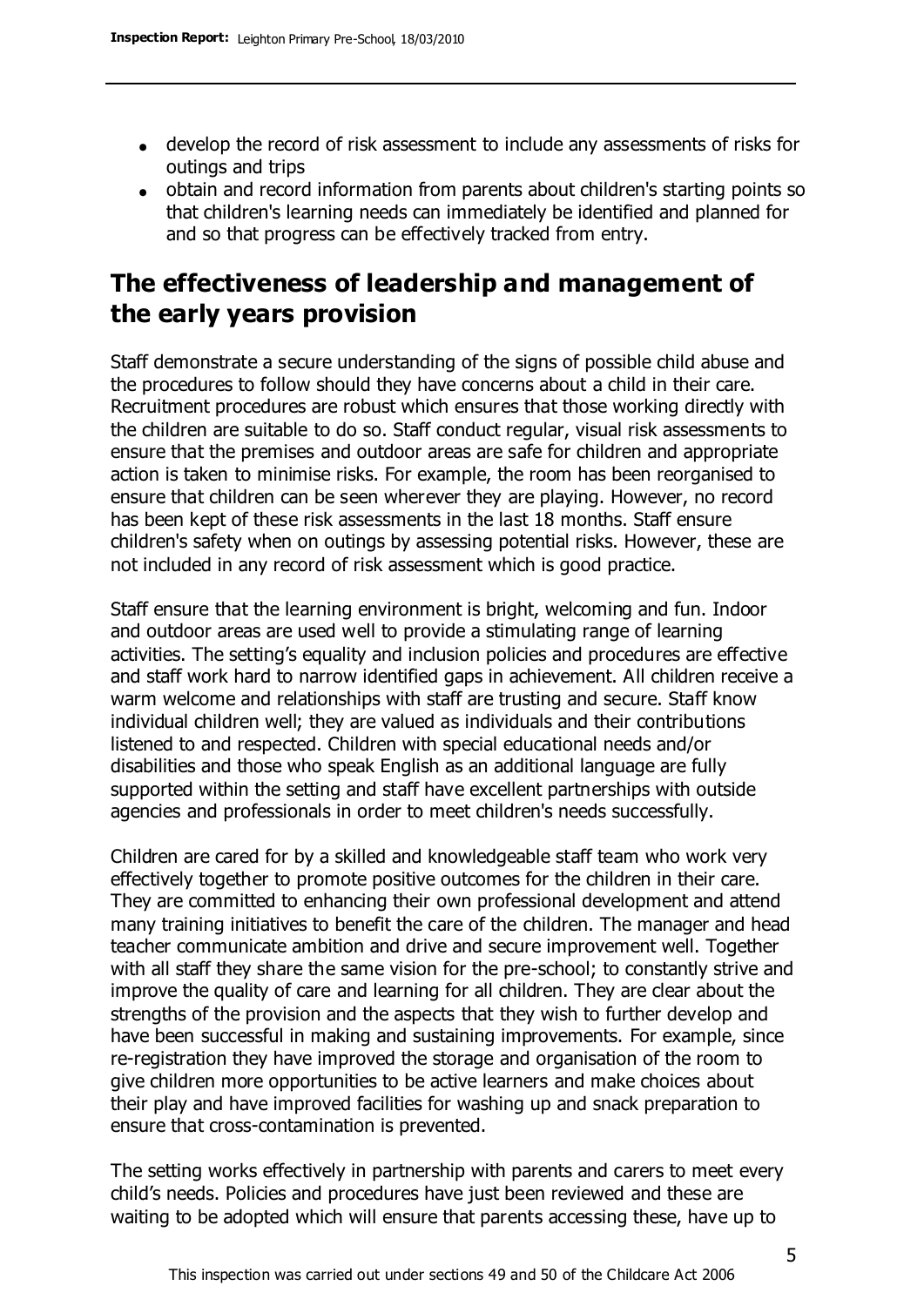- develop the record of risk assessment to include any assessments of risks for outings and trips
- obtain and record information from parents about children's starting points so that children's learning needs can immediately be identified and planned for and so that progress can be effectively tracked from entry.

## The effectiveness of leadership and management of the early years provision

Staff demonstrate a secure understanding of the signs of possible child abuse and the procedures to follow should they have concerns about a child in their care. Recruitment procedures are robust which ensures that those working directly with the children are suitable to do so. Staff conduct regular, visual risk assessments to ensure that the premises and outdoor areas are safe for children and appropriate action is taken to minimise risks. For example, the room has been reorganised to ensure that children can be seen wherever they are playing. However, no record has been kept of these risk assessments in the last 18 months. Staff ensure children's safety when on outings by assessing potential risks. However, these are not included in any record of risk assessment which is good practice.

Staff ensure that the learning environment is bright, welcoming and fun. Indoor and outdoor areas are used well to provide a stimulating range of learning activities. The setting's equality and inclusion policies and procedures are effective and staff work hard to narrow identified gaps in achievement. All children receive a warm welcome and relationships with staff are trusting and secure. Staff know individual children well; they are valued as individuals and their contributions listened to and respected. Children with special educational needs and/or disabilities and those who speak English as an additional language are fully supported within the setting and staff have excellent partnerships with outside agencies and professionals in order to meet children's needs successfully.

Children are cared for by a skilled and knowledgeable staff team who work very effectively together to promote positive outcomes for the children in their care. They are committed to enhancing their own professional development and attend many training initiatives to benefit the care of the children. The manager and head teacher communicate ambition and drive and secure improvement well. Together with all staff they share the same vision for the pre-school; to constantly strive and improve the quality of care and learning for all children. They are clear about the strengths of the provision and the aspects that they wish to further develop and have been successful in making and sustaining improvements. For example, since re-registration they have improved the storage and organisation of the room to give children more opportunities to be active learners and make choices about their play and have improved facilities for washing up and snack preparation to ensure that cross-contamination is prevented.

The setting works effectively in partnership with parents and carers to meet every child's needs. Policies and procedures have just been reviewed and these are waiting to be adopted which will ensure that parents accessing these, have up to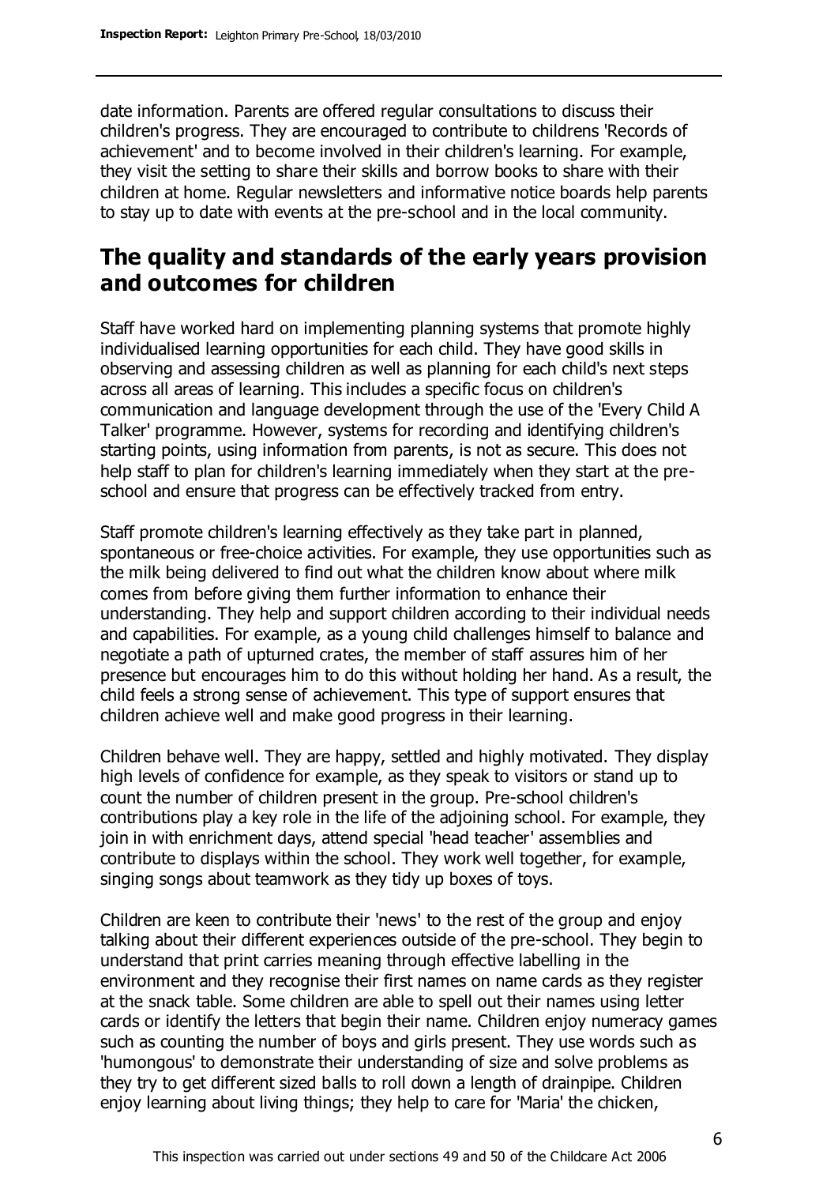date information. Parents are offered regular consultations to discuss their children's progress. They are encouraged to contribute to childrens 'Records of achievement' and to become involved in their children's learning. For example, they visit the setting to share their skills and borrow books to share with their children at home. Regular newsletters and informative notice boards help parents to stay up to date with events at the pre-school and in the local community.

## The quality and standards of the early years provision and outcomes for children

Staff have worked hard on implementing planning systems that promote highly individualised learning opportunities for each child. They have good skills in observing and assessing children as well as planning for each child's next steps across all areas of learning. This includes a specific focus on children's communication and language development through the use of the 'Every Child A Talker' programme. However, systems for recording and identifying children's starting points, using information from parents, is not as secure. This does not help staff to plan for children's learning immediately when they start at the pre-school and ensure that progress can be effectively tracked from entry.

Staff promote children's learning effectively as they take part in planned, spontaneous or free-choice activities. For example, they use opportunities such as the milk being delivered to find out what the children know about where milk comes from before giving them further information to enhance their understanding. They help and support children according to their individual needs and capabilities. For example, as a young child challenges himself to balance and negotiate a path of upturned crates, the member of staff assures him of her presence but encourages him to do this without holding her hand. As a result, the child feels a strong sense of achievement. This type of support ensures that children achieve well and make good progress in their learning.

Children behave well. They are happy, settled and highly motivated. They display high levels of confidence for example, as they speak to visitors or stand up to count the number of children present in the group. Pre-school children's contributions play a key role in the life of the adjoining school. For example, they join in with enrichment days, attend special 'head teacher' assemblies and contribute to displays within the school. They work well together, for example, singing songs about teamwork as they tidy up boxes of toys.

Children are keen to contribute their 'news' to the rest of the group and enjoy talking about their different experiences outside of the pre-school. They begin to understand that print carries meaning through effective labelling in the environment and they recognise their first names on name cards as they register at the snack table. Some children are able to spell out their names using letter cards or identify the letters that begin their name. Children enjoy numeracy games such as counting the number of boys and girls present. They use words such as 'humongous' to demonstrate their understanding of size and solve problems as they try to get different sized balls to roll down a length of drainpipe. Children enjoy learning about living things; they help to care for 'Maria' the chicken,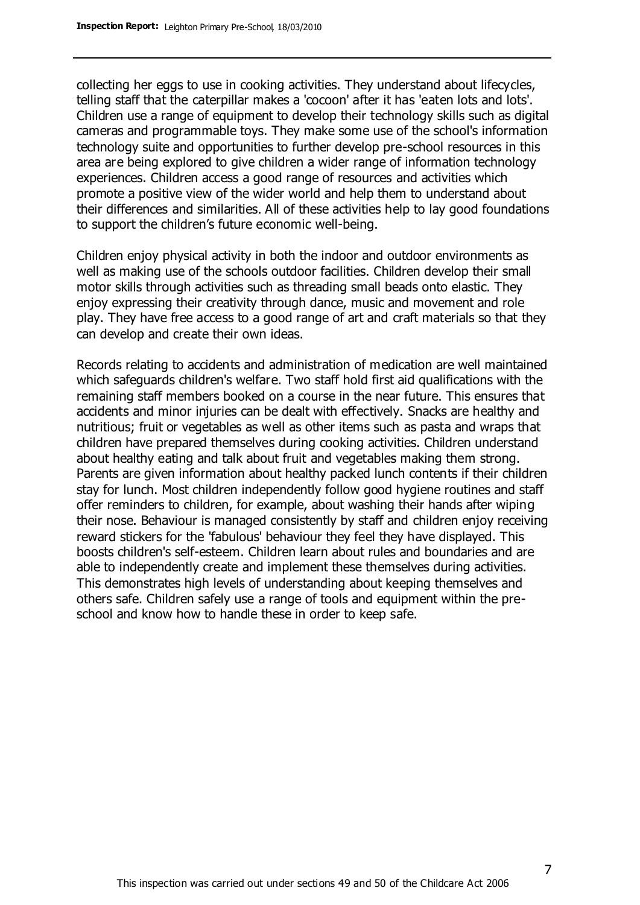collecting her eggs to use in cooking activities. They understand about lifecycles, telling staff that the caterpillar makes a 'cocoon' after it has 'eaten lots and lots'. Children use a range of equipment to develop their technology skills such as digital cameras and programmable toys. They make some use of the school's information technology suite and opportunities to further develop pre-school resources in this area are being explored to give children a wider range of information technology experiences. Children access a good range of resources and activities which promote a positive view of the wider world and help them to understand about their differences and similarities. All of these activities help to lay good foundations to support the children's future economic well-being.

Children enjoy physical activity in both the indoor and outdoor environments as well as making use of the schools outdoor facilities. Children develop their small motor skills through activities such as threading small beads onto elastic. They enjoy expressing their creativity through dance, music and movement and role play. They have free access to a good range of art and craft materials so that they can develop and create their own ideas.

Records relating to accidents and administration of medication are well maintained which safeguards children's welfare. Two staff hold first aid qualifications with the remaining staff members booked on a course in the near future. This ensures that accidents and minor injuries can be dealt with effectively. Snacks are healthy and nutritious; fruit or vegetables as well as other items such as pasta and wraps that children have prepared themselves during cooking activities. Children understand about healthy eating and talk about fruit and vegetables making them strong. Parents are given information about healthy packed lunch contents if their children stay for lunch. Most children independently follow good hygiene routines and staff offer reminders to children, for example, about washing their hands after wiping their nose. Behaviour is managed consistently by staff and children enjoy receiving reward stickers for the 'fabulous' behaviour they feel they have displayed. This boosts children's self-esteem. Children learn about rules and boundaries and are able to independently create and implement these themselves during activities. This demonstrates high levels of understanding about keeping themselves and others safe. Children safely use a range of tools and equipment within the pre-school and know how to handle these in order to keep safe.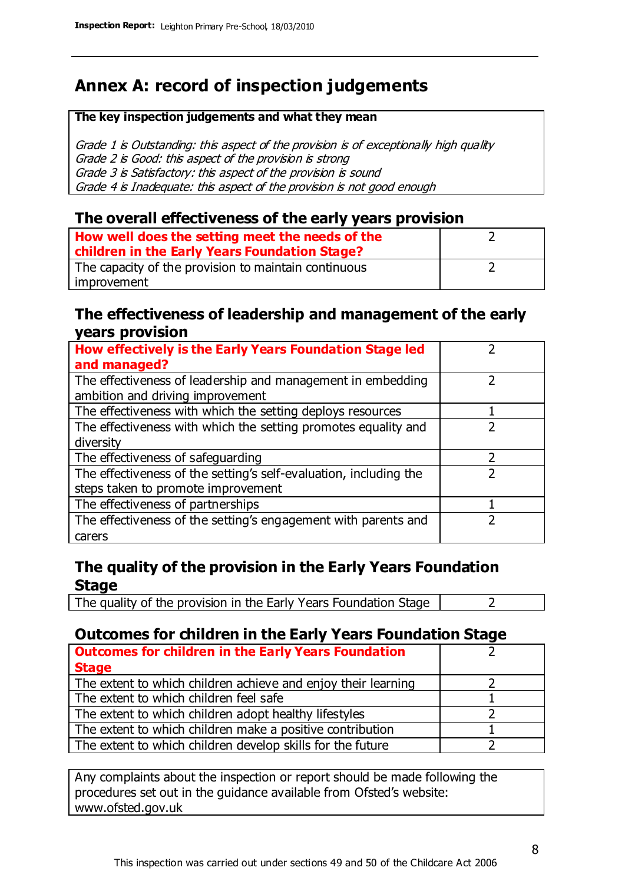# Annex A: record of inspection judgements

**The key inspection judgements and what they mean**

*Grade 1 is Outstanding: this aspect of the provision is of exceptionally high quality*
*Grade 2 is Good: this aspect of the provision is strong*
*Grade 3 is Satisfactory: this aspect of the provision is sound*
*Grade 4 is Inadequate: this aspect of the provision is not good enough*

## The overall effectiveness of the early years provision

| | |
|---|---|
| **How well does the setting meet the needs of the children in the Early Years Foundation Stage?** | 2 |
| The capacity of the provision to maintain continuous improvement | 2 |

## The effectiveness of leadership and management of the early years provision

| | |
|---|---|
| **How effectively is the Early Years Foundation Stage led and managed?** | 2 |
| The effectiveness of leadership and management in embedding ambition and driving improvement | 2 |
| The effectiveness with which the setting deploys resources | 1 |
| The effectiveness with which the setting promotes equality and diversity | 2 |
| The effectiveness of safeguarding | 2 |
| The effectiveness of the setting's self-evaluation, including the steps taken to promote improvement | 2 |
| The effectiveness of partnerships | 1 |
| The effectiveness of the setting's engagement with parents and carers | 2 |

## The quality of the provision in the Early Years Foundation Stage

| | |
|---|---|
| The quality of the provision in the Early Years Foundation Stage | 2 |

## Outcomes for children in the Early Years Foundation Stage

| | |
|---|---|
| **Outcomes for children in the Early Years Foundation Stage** | 2 |
| The extent to which children achieve and enjoy their learning | 2 |
| The extent to which children feel safe | 1 |
| The extent to which children adopt healthy lifestyles | 2 |
| The extent to which children make a positive contribution | 1 |
| The extent to which children develop skills for the future | 2 |

Any complaints about the inspection or report should be made following the procedures set out in the guidance available from Ofsted's website: www.ofsted.gov.uk

This inspection was carried out under sections 49 and 50 of the Childcare Act 2006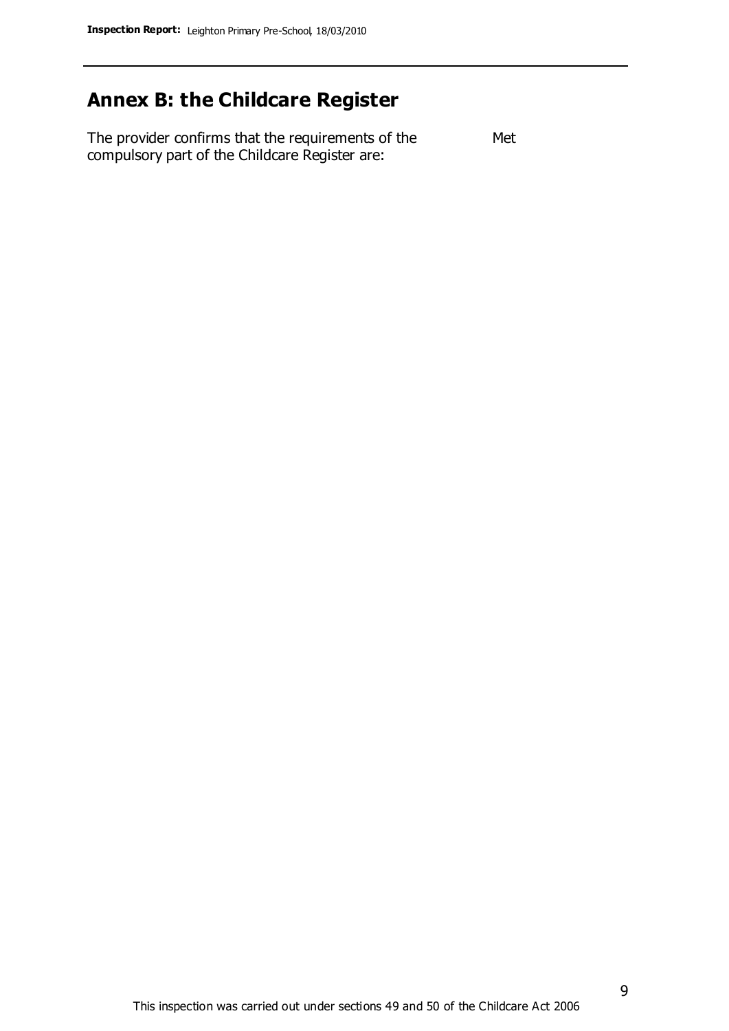## Annex B: the Childcare Register

| | |
|---|---|
| The provider confirms that the requirements of the compulsory part of the Childcare Register are: | Met |

This inspection was carried out under sections 49 and 50 of the Childcare Act 2006